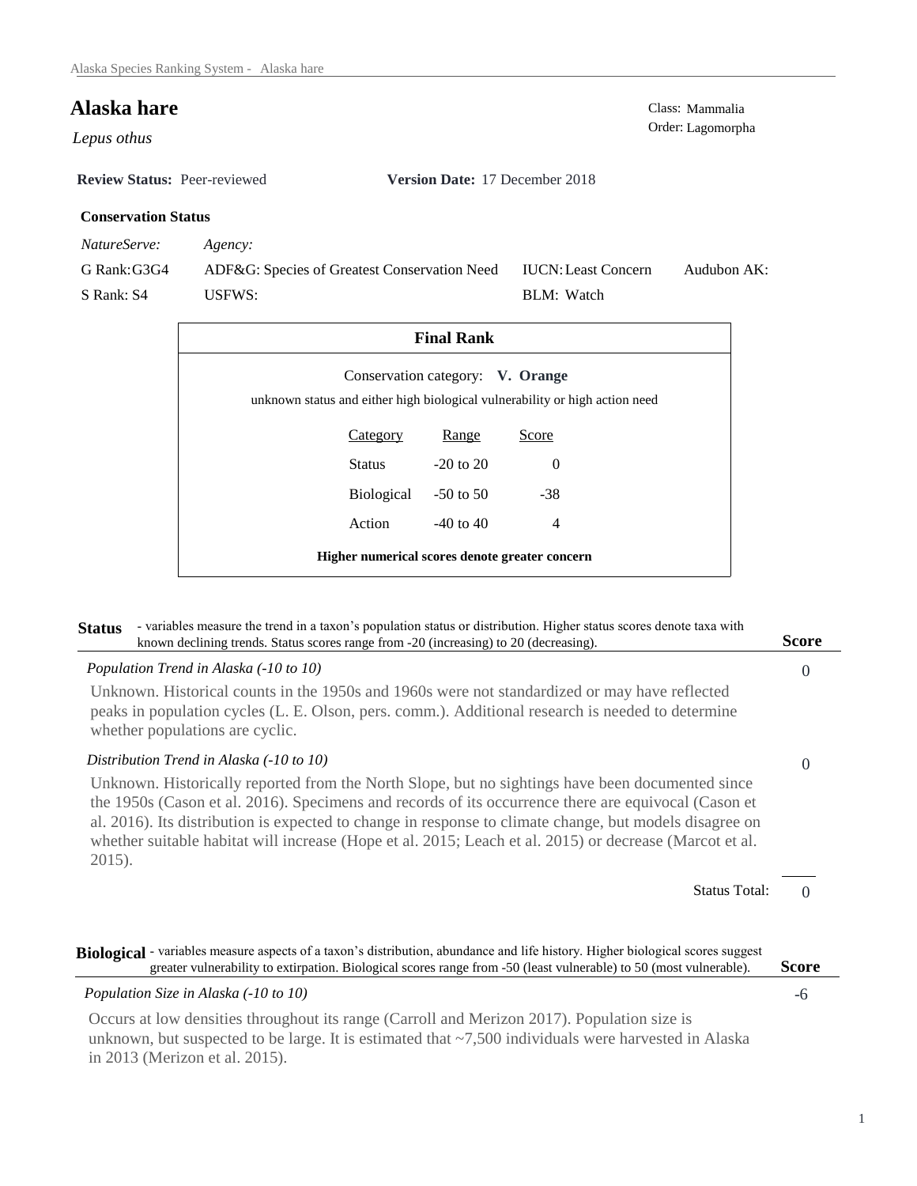# Alaska hare

*Lepus othus*

Class: Mammalia
Order: Lagomorpha

**Review Status:** Peer-reviewed **Version Date:** 17 December 2018

### Conservation Status

| *NatureServe:* | *Agency:* | | |
|---|---|---|---|
| G Rank: G3G4 | ADF&G: Species of Greatest Conservation Need | IUCN: Least Concern | Audubon AK: |
| S Rank: S4 | USFWS: | BLM: Watch | |

### Final Rank

Conservation category: **V. Orange**

unknown status and either high biological vulnerability or high action need

| Category | Range | Score |
|---|---|---|
| Status | -20 to 20 | 0 |
| Biological | -50 to 50 | -38 |
| Action | -40 to 40 | 4 |

**Higher numerical scores denote greater concern**

## Status

- variables measure the trend in a taxon's population status or distribution. Higher status scores denote taxa with known declining trends. Status scores range from -20 (increasing) to 20 (decreasing).

**Score**

*Population Trend in Alaska (-10 to 10)* — 0

Unknown. Historical counts in the 1950s and 1960s were not standardized or may have reflected peaks in population cycles (L. E. Olson, pers. comm.). Additional research is needed to determine whether populations are cyclic.

*Distribution Trend in Alaska (-10 to 10)* — 0

Unknown. Historically reported from the North Slope, but no sightings have been documented since the 1950s (Cason et al. 2016). Specimens and records of its occurrence there are equivocal (Cason et al. 2016). Its distribution is expected to change in response to climate change, but models disagree on whether suitable habitat will increase (Hope et al. 2015; Leach et al. 2015) or decrease (Marcot et al. 2015).

Status Total: 0

## Biological

- variables measure aspects of a taxon's distribution, abundance and life history. Higher biological scores suggest greater vulnerability to extirpation. Biological scores range from -50 (least vulnerable) to 50 (most vulnerable).

**Score**

*Population Size in Alaska (-10 to 10)* — -6

Occurs at low densities throughout its range (Carroll and Merizon 2017). Population size is unknown, but suspected to be large. It is estimated that ~7,500 individuals were harvested in Alaska in 2013 (Merizon et al. 2015).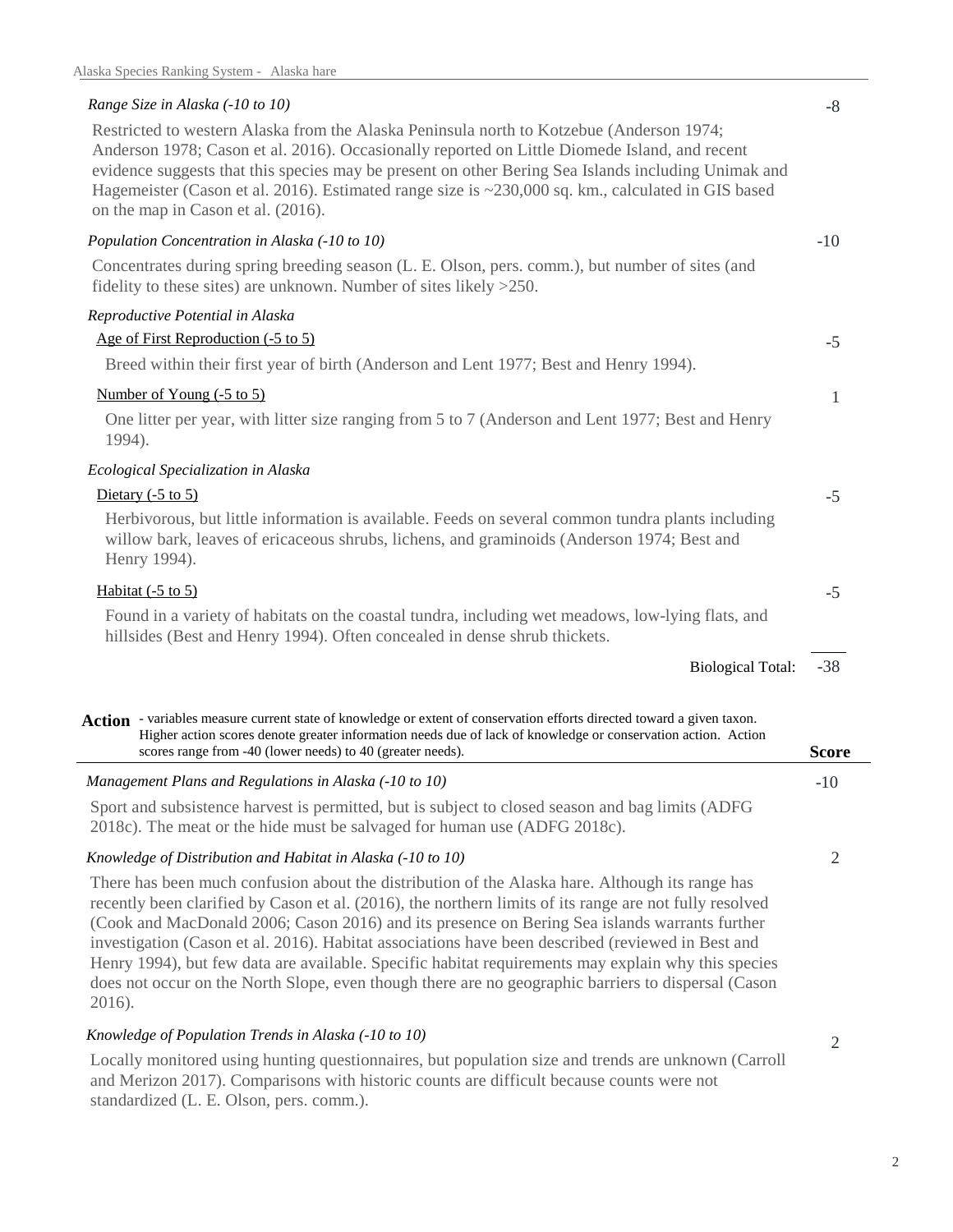*Range Size in Alaska (-10 to 10)* — -8

Restricted to western Alaska from the Alaska Peninsula north to Kotzebue (Anderson 1974; Anderson 1978; Cason et al. 2016). Occasionally reported on Little Diomede Island, and recent evidence suggests that this species may be present on other Bering Sea Islands including Unimak and Hagemeister (Cason et al. 2016). Estimated range size is ~230,000 sq. km., calculated in GIS based on the map in Cason et al. (2016).

*Population Concentration in Alaska (-10 to 10)* — -10

Concentrates during spring breeding season (L. E. Olson, pers. comm.), but number of sites (and fidelity to these sites) are unknown. Number of sites likely >250.

*Reproductive Potential in Alaska*

<u>Age of First Reproduction (-5 to 5)</u> — -5

Breed within their first year of birth (Anderson and Lent 1977; Best and Henry 1994).

<u>Number of Young (-5 to 5)</u> — 1

One litter per year, with litter size ranging from 5 to 7 (Anderson and Lent 1977; Best and Henry 1994).

*Ecological Specialization in Alaska*

<u>Dietary (-5 to 5)</u> — -5

Herbivorous, but little information is available. Feeds on several common tundra plants including willow bark, leaves of ericaceous shrubs, lichens, and graminoids (Anderson 1974; Best and Henry 1994).

<u>Habitat (-5 to 5)</u> — -5

Found in a variety of habitats on the coastal tundra, including wet meadows, low-lying flats, and hillsides (Best and Henry 1994). Often concealed in dense shrub thickets.

Biological Total: -38

**Action** - variables measure current state of knowledge or extent of conservation efforts directed toward a given taxon. Higher action scores denote greater information needs due of lack of knowledge or conservation action. Action scores range from -40 (lower needs) to 40 (greater needs). — **Score**

*Management Plans and Regulations in Alaska (-10 to 10)* — -10

Sport and subsistence harvest is permitted, but is subject to closed season and bag limits (ADFG 2018c). The meat or the hide must be salvaged for human use (ADFG 2018c).

*Knowledge of Distribution and Habitat in Alaska (-10 to 10)* — 2

There has been much confusion about the distribution of the Alaska hare. Although its range has recently been clarified by Cason et al. (2016), the northern limits of its range are not fully resolved (Cook and MacDonald 2006; Cason 2016) and its presence on Bering Sea islands warrants further investigation (Cason et al. 2016). Habitat associations have been described (reviewed in Best and Henry 1994), but few data are available. Specific habitat requirements may explain why this species does not occur on the North Slope, even though there are no geographic barriers to dispersal (Cason 2016).

*Knowledge of Population Trends in Alaska (-10 to 10)* — 2

Locally monitored using hunting questionnaires, but population size and trends are unknown (Carroll and Merizon 2017). Comparisons with historic counts are difficult because counts were not standardized (L. E. Olson, pers. comm.).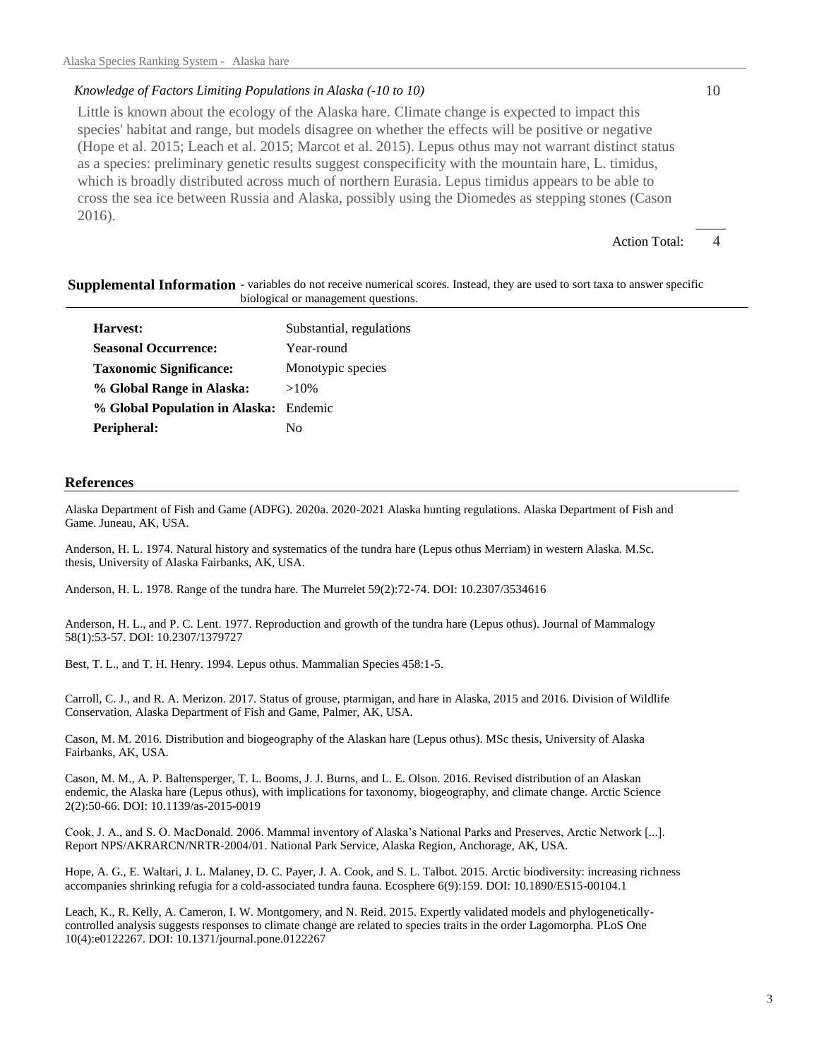*Knowledge of Factors Limiting Populations in Alaska (-10 to 10)* 10

Little is known about the ecology of the Alaska hare. Climate change is expected to impact this species' habitat and range, but models disagree on whether the effects will be positive or negative (Hope et al. 2015; Leach et al. 2015; Marcot et al. 2015). Lepus othus may not warrant distinct status as a species: preliminary genetic results suggest conspecificity with the mountain hare, L. timidus, which is broadly distributed across much of northern Eurasia. Lepus timidus appears to be able to cross the sea ice between Russia and Alaska, possibly using the Diomedes as stepping stones (Cason 2016).

Action Total: 4

## Supplemental Information

- variables do not receive numerical scores. Instead, they are used to sort taxa to answer specific biological or management questions.

| | |
|---|---|
| **Harvest:** | Substantial, regulations |
| **Seasonal Occurrence:** | Year-round |
| **Taxonomic Significance:** | Monotypic species |
| **% Global Range in Alaska:** | >10% |
| **% Global Population in Alaska:** | Endemic |
| **Peripheral:** | No |

## References

Alaska Department of Fish and Game (ADFG). 2020a. 2020-2021 Alaska hunting regulations. Alaska Department of Fish and Game. Juneau, AK, USA.

Anderson, H. L. 1974. Natural history and systematics of the tundra hare (Lepus othus Merriam) in western Alaska. M.Sc. thesis, University of Alaska Fairbanks, AK, USA.

Anderson, H. L. 1978. Range of the tundra hare. The Murrelet 59(2):72-74. DOI: 10.2307/3534616

Anderson, H. L., and P. C. Lent. 1977. Reproduction and growth of the tundra hare (Lepus othus). Journal of Mammalogy 58(1):53-57. DOI: 10.2307/1379727

Best, T. L., and T. H. Henry. 1994. Lepus othus. Mammalian Species 458:1-5.

Carroll, C. J., and R. A. Merizon. 2017. Status of grouse, ptarmigan, and hare in Alaska, 2015 and 2016. Division of Wildlife Conservation, Alaska Department of Fish and Game, Palmer, AK, USA.

Cason, M. M. 2016. Distribution and biogeography of the Alaskan hare (Lepus othus). MSc thesis, University of Alaska Fairbanks, AK, USA.

Cason, M. M., A. P. Baltensperger, T. L. Booms, J. J. Burns, and L. E. Olson. 2016. Revised distribution of an Alaskan endemic, the Alaska hare (Lepus othus), with implications for taxonomy, biogeography, and climate change. Arctic Science 2(2):50-66. DOI: 10.1139/as-2015-0019

Cook, J. A., and S. O. MacDonald. 2006. Mammal inventory of Alaska's National Parks and Preserves, Arctic Network [...]. Report NPS/AKRARCN/NRTR-2004/01. National Park Service, Alaska Region, Anchorage, AK, USA.

Hope, A. G., E. Waltari, J. L. Malaney, D. C. Payer, J. A. Cook, and S. L. Talbot. 2015. Arctic biodiversity: increasing richness accompanies shrinking refugia for a cold-associated tundra fauna. Ecosphere 6(9):159. DOI: 10.1890/ES15-00104.1

Leach, K., R. Kelly, A. Cameron, I. W. Montgomery, and N. Reid. 2015. Expertly validated models and phylogenetically-controlled analysis suggests responses to climate change are related to species traits in the order Lagomorpha. PLoS One 10(4):e0122267. DOI: 10.1371/journal.pone.0122267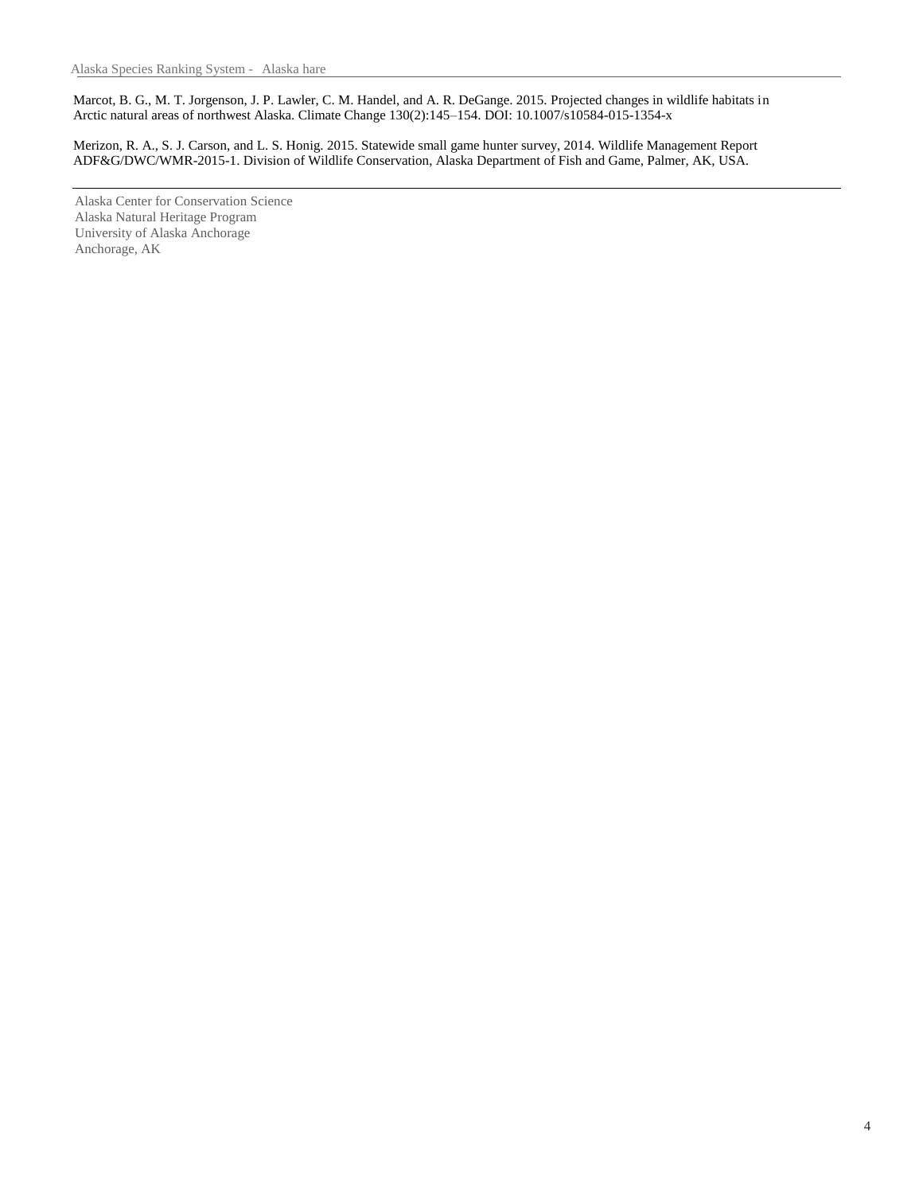Marcot, B. G., M. T. Jorgenson, J. P. Lawler, C. M. Handel, and A. R. DeGange. 2015. Projected changes in wildlife habitats in Arctic natural areas of northwest Alaska. Climate Change 130(2):145–154. DOI: 10.1007/s10584-015-1354-x

Merizon, R. A., S. J. Carson, and L. S. Honig. 2015. Statewide small game hunter survey, 2014. Wildlife Management Report ADF&G/DWC/WMR-2015-1. Division of Wildlife Conservation, Alaska Department of Fish and Game, Palmer, AK, USA.

---

Alaska Center for Conservation Science
Alaska Natural Heritage Program
University of Alaska Anchorage
Anchorage, AK